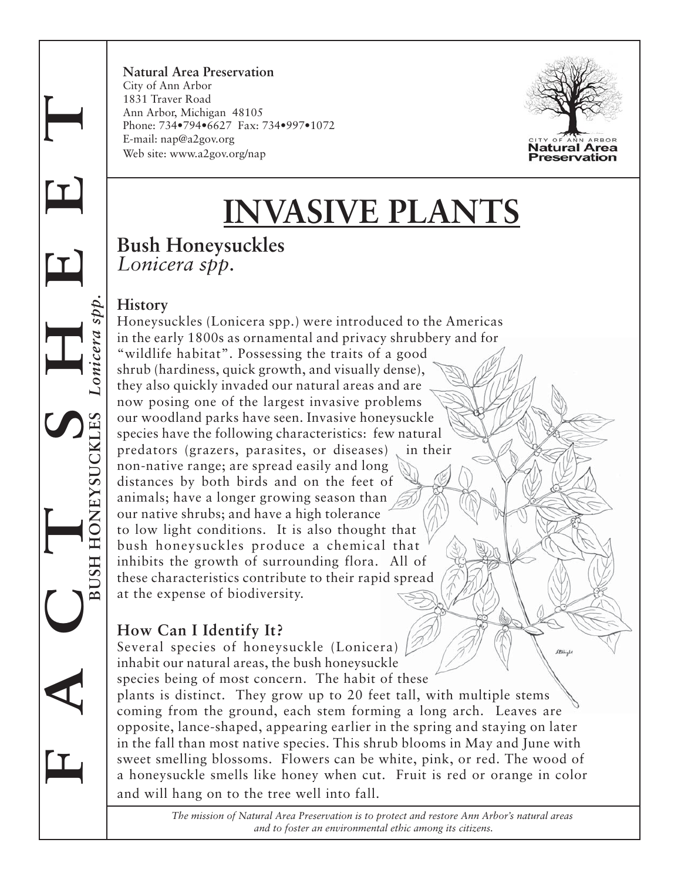**Natural Area Preservation**
City of Ann Arbor
1831 Traver Road
Ann Arbor, Michigan 48105
Phone: 734•794•6627 Fax: 734•997•1072
E-mail: nap@a2gov.org
Web site: www.a2gov.org/nap

# INVASIVE PLANTS

## Bush Honeysuckles
*Lonicera spp.*

### History

Honeysuckles (Lonicera spp.) were introduced to the Americas in the early 1800s as ornamental and privacy shrubbery and for "wildlife habitat". Possessing the traits of a good shrub (hardiness, quick growth, and visually dense), they also quickly invaded our natural areas and are now posing one of the largest invasive problems our woodland parks have seen. Invasive honeysuckle species have the following characteristics: few natural predators (grazers, parasites, or diseases) in their non-native range; are spread easily and long distances by both birds and on the feet of animals; have a longer growing season than our native shrubs; and have a high tolerance to low light conditions. It is also thought that bush honeysuckles produce a chemical that inhibits the growth of surrounding flora. All of these characteristics contribute to their rapid spread at the expense of biodiversity.

### How Can I Identify It?

Several species of honeysuckle (Lonicera) inhabit our natural areas, the bush honeysuckle species being of most concern. The habit of these plants is distinct. They grow up to 20 feet tall, with multiple stems coming from the ground, each stem forming a long arch. Leaves are opposite, lance-shaped, appearing earlier in the spring and staying on later in the fall than most native species. This shrub blooms in May and June with sweet smelling blossoms. Flowers can be white, pink, or red. The wood of a honeysuckle smells like honey when cut. Fruit is red or orange in color and will hang on to the tree well into fall.

*The mission of Natural Area Preservation is to protect and restore Ann Arbor's natural areas and to foster an environmental ethic among its citizens.*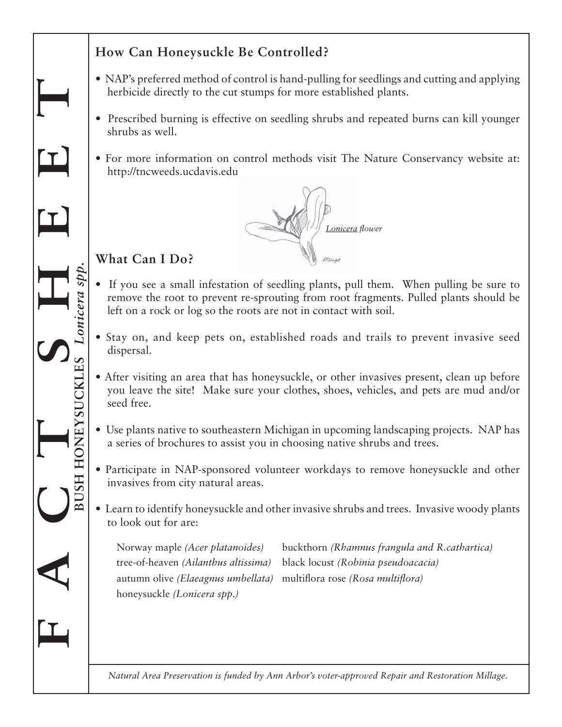## How Can Honeysuckle Be Controlled?

- NAP's preferred method of control is hand-pulling for seedlings and cutting and applying herbicide directly to the cut stumps for more established plants.
- Prescribed burning is effective on seedling shrubs and repeated burns can kill younger shrubs as well.
- For more information on control methods visit The Nature Conservancy website at: http://tncweeds.ucdavis.edu

*Lonicera flower*

## What Can I Do?

- If you see a small infestation of seedling plants, pull them. When pulling be sure to remove the root to prevent re-sprouting from root fragments. Pulled plants should be left on a rock or log so the roots are not in contact with soil.
- Stay on, and keep pets on, established roads and trails to prevent invasive seed dispersal.
- After visiting an area that has honeysuckle, or other invasives present, clean up before you leave the site! Make sure your clothes, shoes, vehicles, and pets are mud and/or seed free.
- Use plants native to southeastern Michigan in upcoming landscaping projects. NAP has a series of brochures to assist you in choosing native shrubs and trees.
- Participate in NAP-sponsored volunteer workdays to remove honeysuckle and other invasives from city natural areas.
- Learn to identify honeysuckle and other invasive shrubs and trees. Invasive woody plants to look out for are:

  Norway maple *(Acer platanoides)*
  tree-of-heaven *(Ailanthus altissima)*
  autumn olive *(Elaeagnus umbellata)*
  honeysuckle *(Lonicera spp.)*
  buckthorn *(Rhamnus frangula and R.cathartica)*
  black locust *(Robinia pseudoacacia)*
  multiflora rose *(Rosa multiflora)*

*Natural Area Preservation is funded by Ann Arbor's voter-approved Repair and Restoration Millage.*